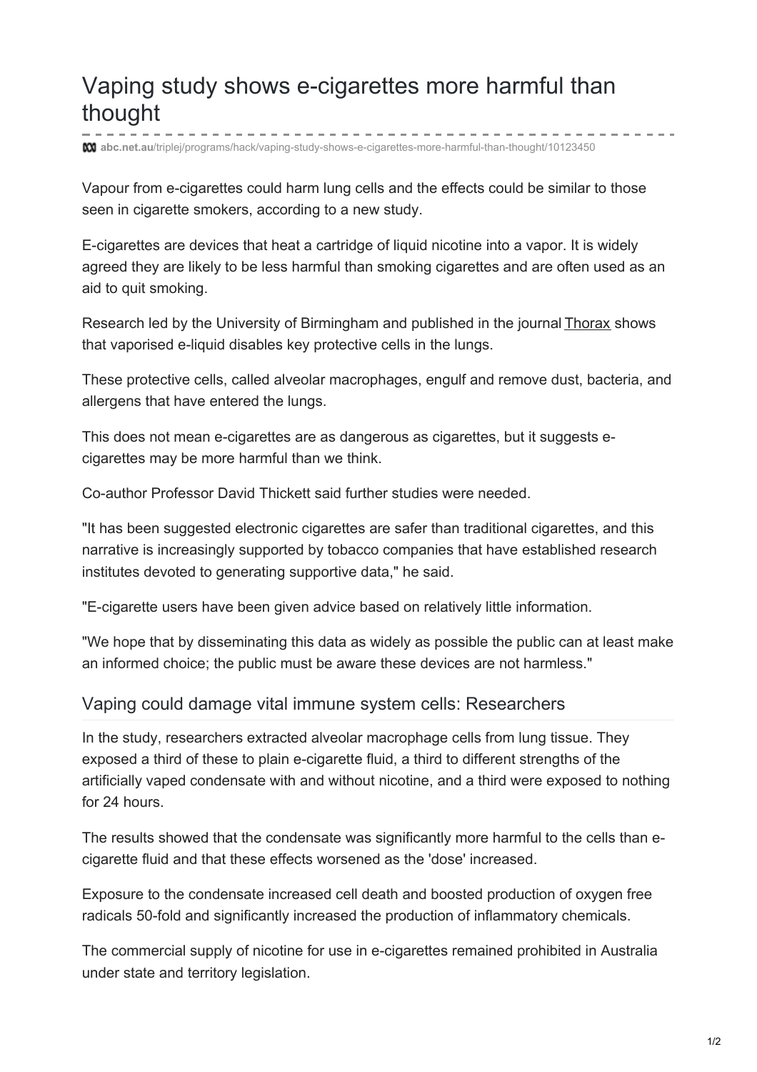# Vaping study shows e-cigarettes more harmful than thought

abc.net.au/triplej/programs/hack/vaping-study-shows-e-cigarettes-more-harmful-than-thought/10123450

Vapour from e-cigarettes could harm lung cells and the effects could be similar to those seen in cigarette smokers, according to a new study.

E-cigarettes are devices that heat a cartridge of liquid nicotine into a vapor. It is widely agreed they are likely to be less harmful than smoking cigarettes and are often used as an aid to quit smoking.

Research led by the University of Birmingham and published in the journal Thorax shows that vaporised e-liquid disables key protective cells in the lungs.

These protective cells, called alveolar macrophages, engulf and remove dust, bacteria, and allergens that have entered the lungs.

This does not mean e-cigarettes are as dangerous as cigarettes, but it suggests e-cigarettes may be more harmful than we think.

Co-author Professor David Thickett said further studies were needed.

"It has been suggested electronic cigarettes are safer than traditional cigarettes, and this narrative is increasingly supported by tobacco companies that have established research institutes devoted to generating supportive data," he said.

"E-cigarette users have been given advice based on relatively little information.

"We hope that by disseminating this data as widely as possible the public can at least make an informed choice; the public must be aware these devices are not harmless."

## Vaping could damage vital immune system cells: Researchers

In the study, researchers extracted alveolar macrophage cells from lung tissue. They exposed a third of these to plain e-cigarette fluid, a third to different strengths of the artificially vaped condensate with and without nicotine, and a third were exposed to nothing for 24 hours.

The results showed that the condensate was significantly more harmful to the cells than e-cigarette fluid and that these effects worsened as the 'dose' increased.

Exposure to the condensate increased cell death and boosted production of oxygen free radicals 50-fold and significantly increased the production of inflammatory chemicals.

The commercial supply of nicotine for use in e-cigarettes remained prohibited in Australia under state and territory legislation.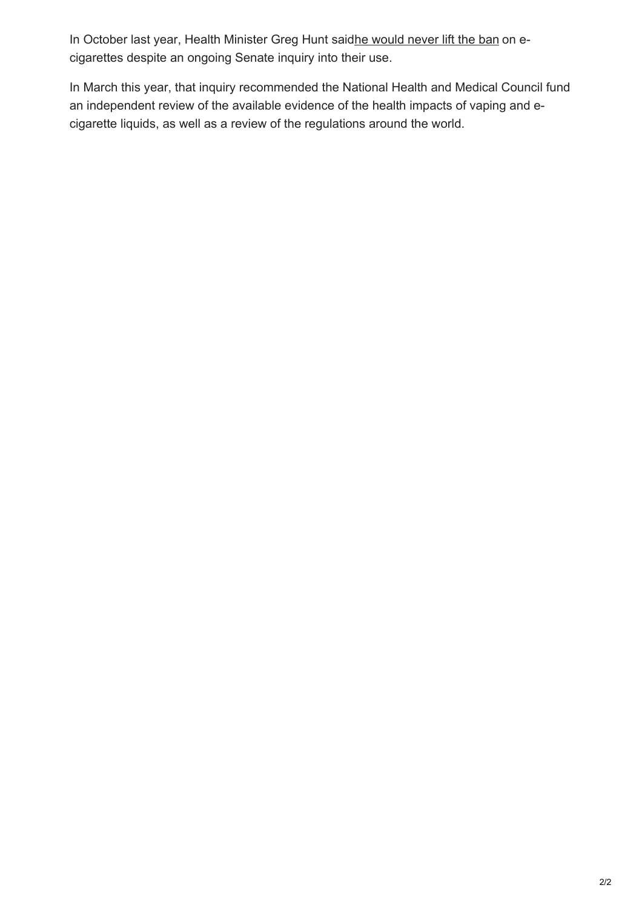In October last year, Health Minister Greg Hunt said he would never lift the ban on e-cigarettes despite an ongoing Senate inquiry into their use.

In March this year, that inquiry recommended the National Health and Medical Council fund an independent review of the available evidence of the health impacts of vaping and e-cigarette liquids, as well as a review of the regulations around the world.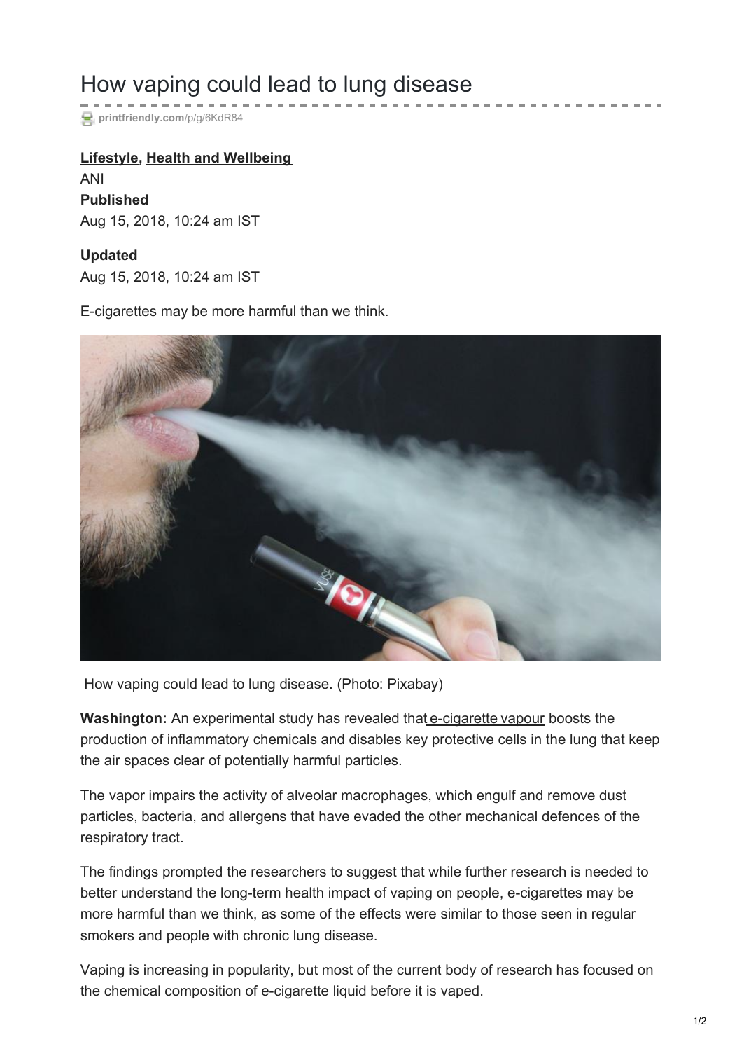# How vaping could lead to lung disease

printfriendly.com/p/g/6KdR84

**Lifestyle**, **Health and Wellbeing**

ANI

**Published**

Aug 15, 2018, 10:24 am IST

**Updated**

Aug 15, 2018, 10:24 am IST

E-cigarettes may be more harmful than we think.

How vaping could lead to lung disease. (Photo: Pixabay)

**Washington:** An experimental study has revealed that e-cigarette vapour boosts the production of inflammatory chemicals and disables key protective cells in the lung that keep the air spaces clear of potentially harmful particles.

The vapor impairs the activity of alveolar macrophages, which engulf and remove dust particles, bacteria, and allergens that have evaded the other mechanical defences of the respiratory tract.

The findings prompted the researchers to suggest that while further research is needed to better understand the long-term health impact of vaping on people, e-cigarettes may be more harmful than we think, as some of the effects were similar to those seen in regular smokers and people with chronic lung disease.

Vaping is increasing in popularity, but most of the current body of research has focused on the chemical composition of e-cigarette liquid before it is vaped.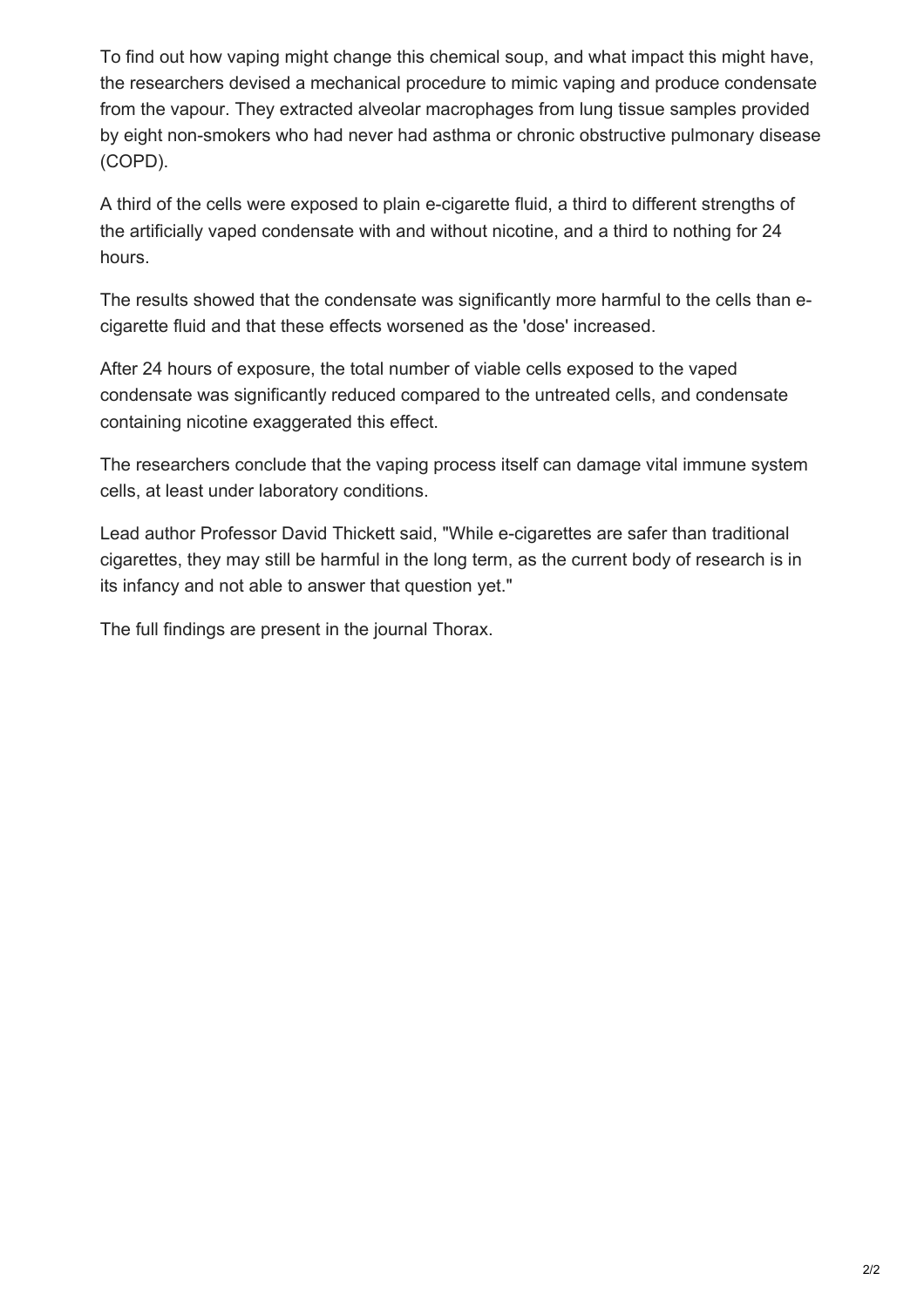To find out how vaping might change this chemical soup, and what impact this might have, the researchers devised a mechanical procedure to mimic vaping and produce condensate from the vapour. They extracted alveolar macrophages from lung tissue samples provided by eight non-smokers who had never had asthma or chronic obstructive pulmonary disease (COPD).

A third of the cells were exposed to plain e-cigarette fluid, a third to different strengths of the artificially vaped condensate with and without nicotine, and a third to nothing for 24 hours.

The results showed that the condensate was significantly more harmful to the cells than e-cigarette fluid and that these effects worsened as the 'dose' increased.

After 24 hours of exposure, the total number of viable cells exposed to the vaped condensate was significantly reduced compared to the untreated cells, and condensate containing nicotine exaggerated this effect.

The researchers conclude that the vaping process itself can damage vital immune system cells, at least under laboratory conditions.

Lead author Professor David Thickett said, "While e-cigarettes are safer than traditional cigarettes, they may still be harmful in the long term, as the current body of research is in its infancy and not able to answer that question yet."

The full findings are present in the journal Thorax.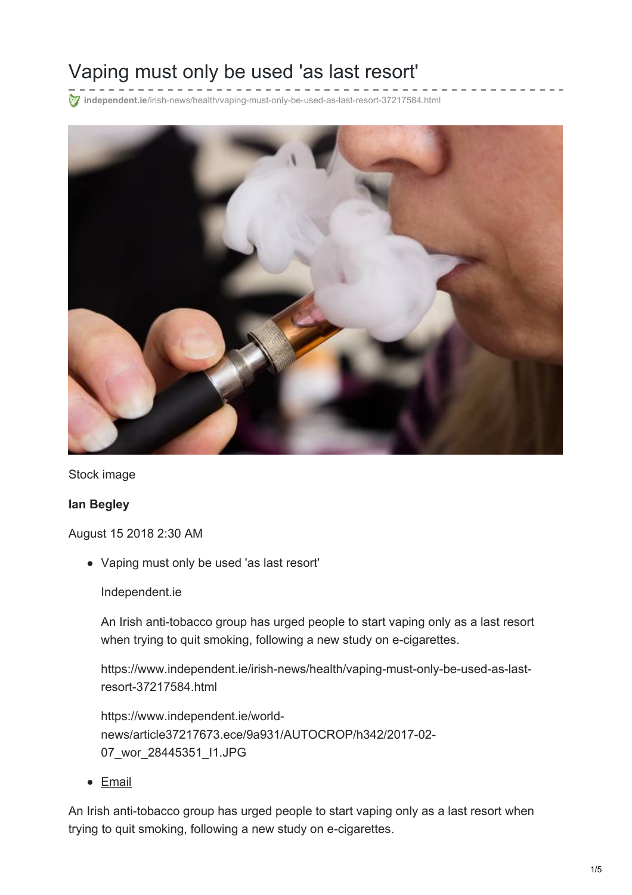# Vaping must only be used 'as last resort'

independent.ie/irish-news/health/vaping-must-only-be-used-as-last-resort-37217584.html

Stock image

**Ian Begley**

August 15 2018 2:30 AM

- Vaping must only be used 'as last resort'

  Independent.ie

  An Irish anti-tobacco group has urged people to start vaping only as a last resort when trying to quit smoking, following a new study on e-cigarettes.

  https://www.independent.ie/irish-news/health/vaping-must-only-be-used-as-last-resort-37217584.html

  https://www.independent.ie/world-news/article37217673.ece/9a931/AUTOCROP/h342/2017-02-07_wor_28445351_I1.JPG

- Email

An Irish anti-tobacco group has urged people to start vaping only as a last resort when trying to quit smoking, following a new study on e-cigarettes.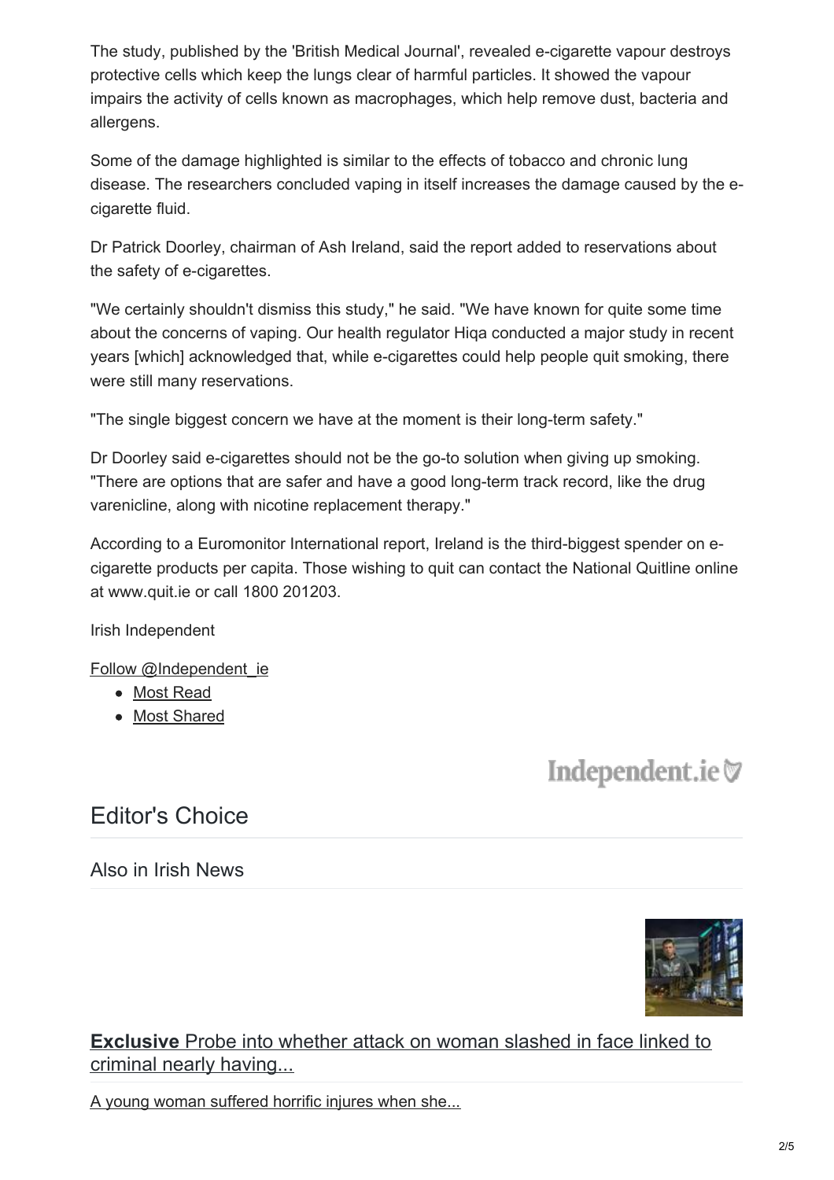The study, published by the 'British Medical Journal', revealed e-cigarette vapour destroys protective cells which keep the lungs clear of harmful particles. It showed the vapour impairs the activity of cells known as macrophages, which help remove dust, bacteria and allergens.

Some of the damage highlighted is similar to the effects of tobacco and chronic lung disease. The researchers concluded vaping in itself increases the damage caused by the e-cigarette fluid.

Dr Patrick Doorley, chairman of Ash Ireland, said the report added to reservations about the safety of e-cigarettes.

"We certainly shouldn't dismiss this study," he said. "We have known for quite some time about the concerns of vaping. Our health regulator Hiqa conducted a major study in recent years [which] acknowledged that, while e-cigarettes could help people quit smoking, there were still many reservations.

"The single biggest concern we have at the moment is their long-term safety."

Dr Doorley said e-cigarettes should not be the go-to solution when giving up smoking. "There are options that are safer and have a good long-term track record, like the drug varenicline, along with nicotine replacement therapy."

According to a Euromonitor International report, Ireland is the third-biggest spender on e-cigarette products per capita. Those wishing to quit can contact the National Quitline online at www.quit.ie or call 1800 201203.

Irish Independent

Follow @Independent_ie

- Most Read
- Most Shared

Independent.ie

## Editor's Choice

### Also in Irish News

**Exclusive** Probe into whether attack on woman slashed in face linked to criminal nearly having...

A young woman suffered horrific injures when she...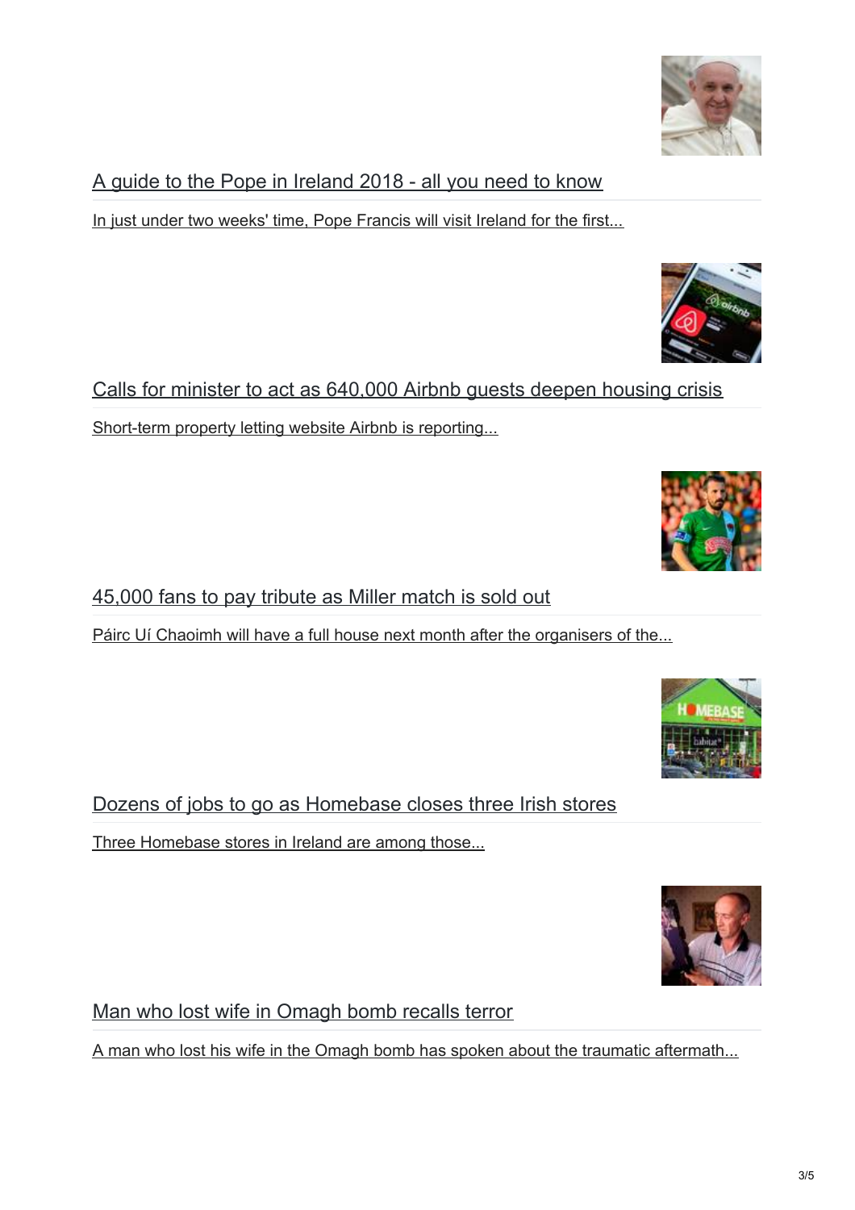[A guide to the Pope in Ireland 2018 - all you need to know]()

[In just under two weeks' time, Pope Francis will visit Ireland for the first...]()

[Calls for minister to act as 640,000 Airbnb guests deepen housing crisis]()

[Short-term property letting website Airbnb is reporting...]()

[45,000 fans to pay tribute as Miller match is sold out]()

[Páirc Uí Chaoimh will have a full house next month after the organisers of the...]()

[Dozens of jobs to go as Homebase closes three Irish stores]()

[Three Homebase stores in Ireland are among those...]()

[Man who lost wife in Omagh bomb recalls terror]()

[A man who lost his wife in the Omagh bomb has spoken about the traumatic aftermath...]()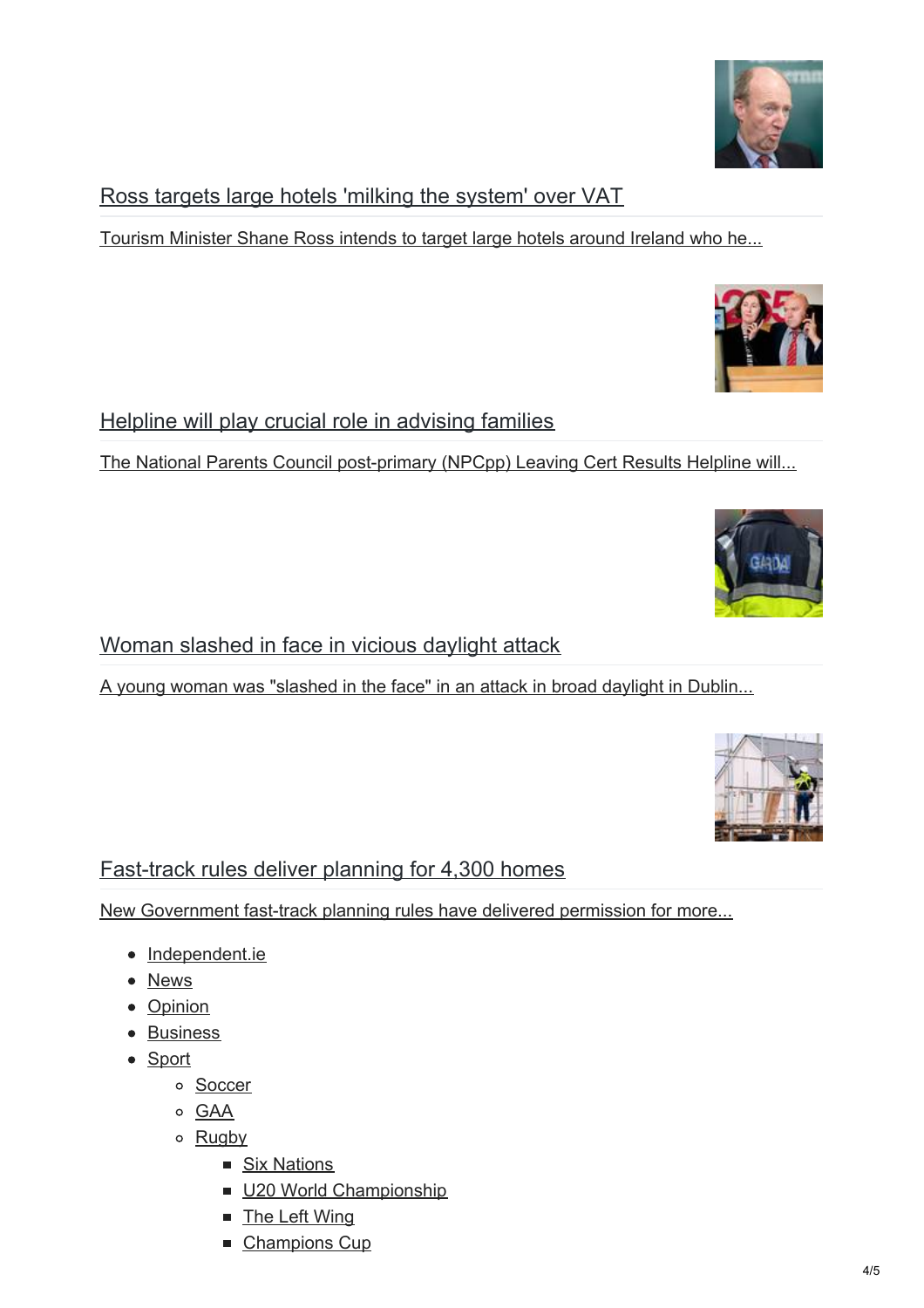[Ross targets large hotels 'milking the system' over VAT]

[Tourism Minister Shane Ross intends to target large hotels around Ireland who he...]

[Helpline will play crucial role in advising families]

[The National Parents Council post-primary (NPCpp) Leaving Cert Results Helpline will...]

[Woman slashed in face in vicious daylight attack]

[A young woman was "slashed in the face" in an attack in broad daylight in Dublin...]

[Fast-track rules deliver planning for 4,300 homes]

[New Government fast-track planning rules have delivered permission for more...]

- Independent.ie
- News
- Opinion
- Business
- Sport
  - Soccer
  - GAA
  - Rugby
    - Six Nations
    - U20 World Championship
    - The Left Wing
    - Champions Cup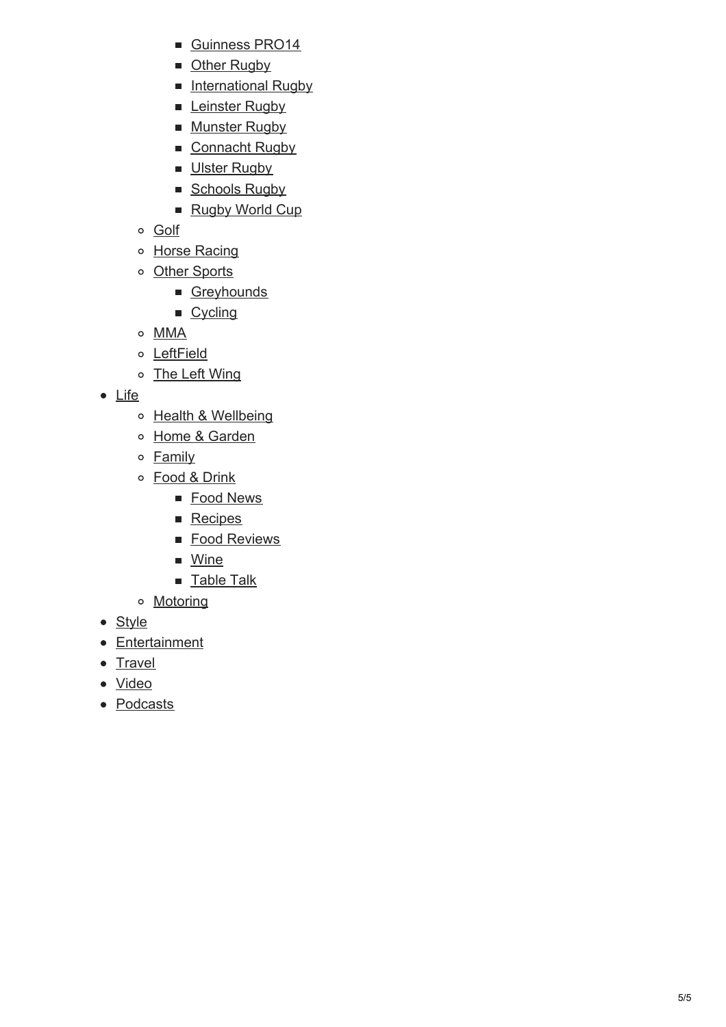- Guinness PRO14
        - Other Rugby
        - International Rugby
        - Leinster Rugby
        - Munster Rugby
        - Connacht Rugby
        - Ulster Rugby
        - Schools Rugby
        - Rugby World Cup
    - Golf
    - Horse Racing
    - Other Sports
        - Greyhounds
        - Cycling
    - MMA
    - LeftField
    - The Left Wing
- Life
    - Health & Wellbeing
    - Home & Garden
    - Family
    - Food & Drink
        - Food News
        - Recipes
        - Food Reviews
        - Wine
        - Table Talk
    - Motoring
- Style
- Entertainment
- Travel
- Video
- Podcasts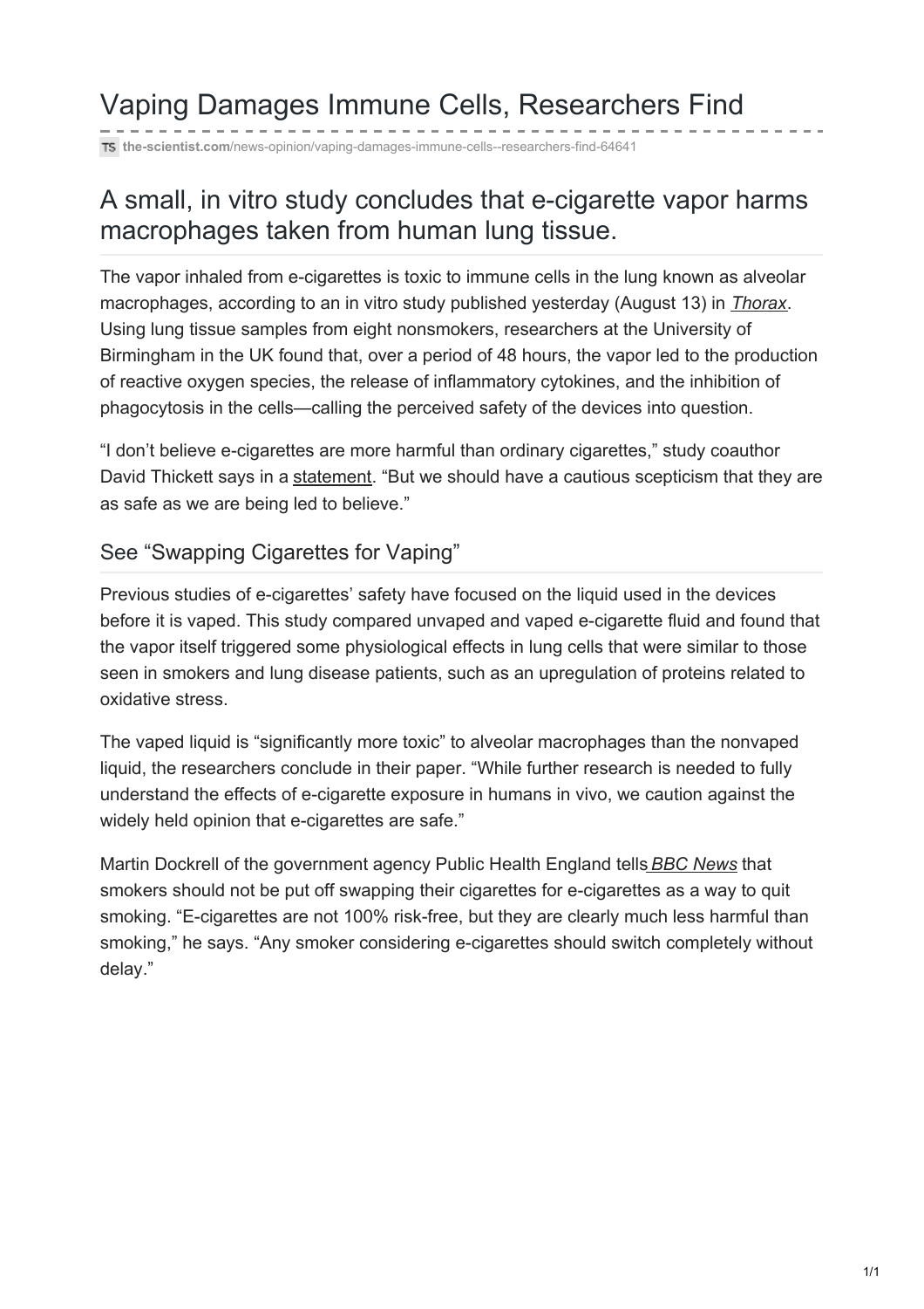# Vaping Damages Immune Cells, Researchers Find

the-scientist.com/news-opinion/vaping-damages-immune-cells--researchers-find-64641

## A small, in vitro study concludes that e-cigarette vapor harms macrophages taken from human lung tissue.

The vapor inhaled from e-cigarettes is toxic to immune cells in the lung known as alveolar macrophages, according to an in vitro study published yesterday (August 13) in *Thorax*. Using lung tissue samples from eight nonsmokers, researchers at the University of Birmingham in the UK found that, over a period of 48 hours, the vapor led to the production of reactive oxygen species, the release of inflammatory cytokines, and the inhibition of phagocytosis in the cells—calling the perceived safety of the devices into question.

"I don't believe e-cigarettes are more harmful than ordinary cigarettes," study coauthor David Thickett says in a statement. "But we should have a cautious scepticism that they are as safe as we are being led to believe."

### See "Swapping Cigarettes for Vaping"

Previous studies of e-cigarettes' safety have focused on the liquid used in the devices before it is vaped. This study compared unvaped and vaped e-cigarette fluid and found that the vapor itself triggered some physiological effects in lung cells that were similar to those seen in smokers and lung disease patients, such as an upregulation of proteins related to oxidative stress.

The vaped liquid is "significantly more toxic" to alveolar macrophages than the nonvaped liquid, the researchers conclude in their paper. "While further research is needed to fully understand the effects of e-cigarette exposure in humans in vivo, we caution against the widely held opinion that e-cigarettes are safe."

Martin Dockrell of the government agency Public Health England tells *BBC News* that smokers should not be put off swapping their cigarettes for e-cigarettes as a way to quit smoking. "E-cigarettes are not 100% risk-free, but they are clearly much less harmful than smoking," he says. "Any smoker considering e-cigarettes should switch completely without delay."